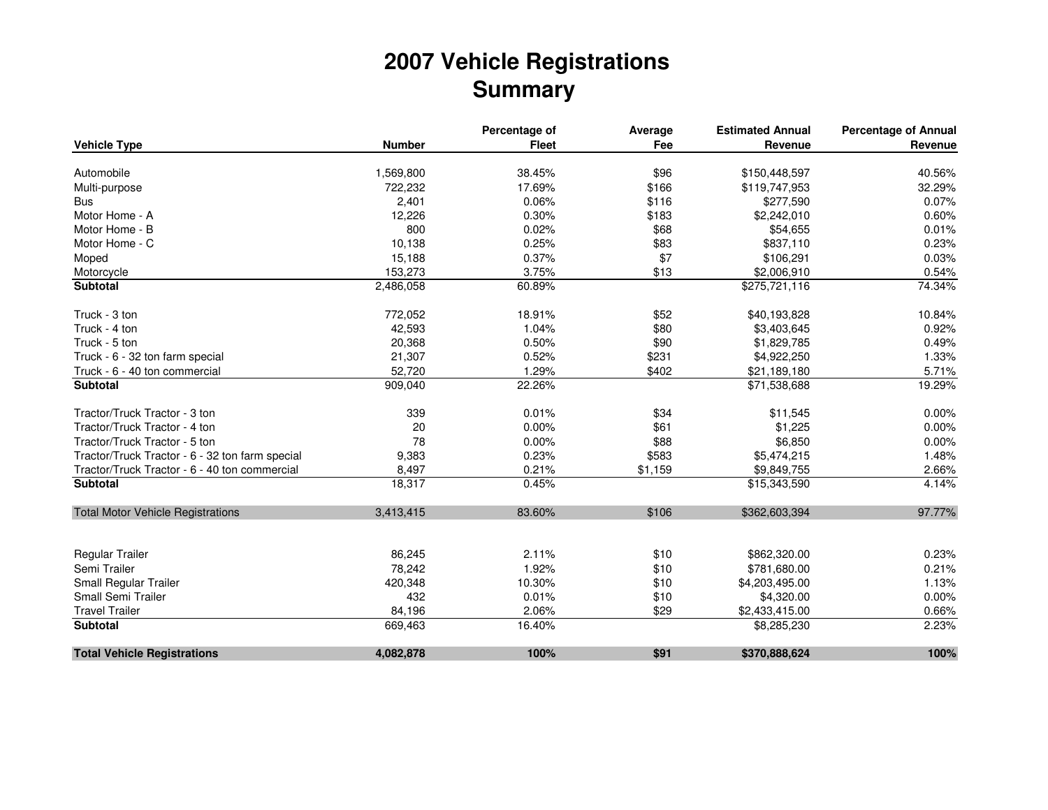# 2007 Vehicle Registrations
# Summary

| Vehicle Type | Number | Percentage of Fleet | Average Fee | Estimated Annual Revenue | Percentage of Annual Revenue |
|---|---|---|---|---|---|
| Automobile | 1,569,800 | 38.45% | $96 | $150,448,597 | 40.56% |
| Multi-purpose | 722,232 | 17.69% | $166 | $119,747,953 | 32.29% |
| Bus | 2,401 | 0.06% | $116 | $277,590 | 0.07% |
| Motor Home - A | 12,226 | 0.30% | $183 | $2,242,010 | 0.60% |
| Motor Home - B | 800 | 0.02% | $68 | $54,655 | 0.01% |
| Motor Home - C | 10,138 | 0.25% | $83 | $837,110 | 0.23% |
| Moped | 15,188 | 0.37% | $7 | $106,291 | 0.03% |
| Motorcycle | 153,273 | 3.75% | $13 | $2,006,910 | 0.54% |
| **Subtotal** | 2,486,058 | 60.89% | | $275,721,116 | 74.34% |
| Truck - 3 ton | 772,052 | 18.91% | $52 | $40,193,828 | 10.84% |
| Truck - 4 ton | 42,593 | 1.04% | $80 | $3,403,645 | 0.92% |
| Truck - 5 ton | 20,368 | 0.50% | $90 | $1,829,785 | 0.49% |
| Truck - 6 - 32 ton farm special | 21,307 | 0.52% | $231 | $4,922,250 | 1.33% |
| Truck - 6 - 40 ton commercial | 52,720 | 1.29% | $402 | $21,189,180 | 5.71% |
| **Subtotal** | 909,040 | 22.26% | | $71,538,688 | 19.29% |
| Tractor/Truck Tractor - 3 ton | 339 | 0.01% | $34 | $11,545 | 0.00% |
| Tractor/Truck Tractor - 4 ton | 20 | 0.00% | $61 | $1,225 | 0.00% |
| Tractor/Truck Tractor - 5 ton | 78 | 0.00% | $88 | $6,850 | 0.00% |
| Tractor/Truck Tractor - 6 - 32 ton farm special | 9,383 | 0.23% | $583 | $5,474,215 | 1.48% |
| Tractor/Truck Tractor - 6 - 40 ton commercial | 8,497 | 0.21% | $1,159 | $9,849,755 | 2.66% |
| **Subtotal** | 18,317 | 0.45% | | $15,343,590 | 4.14% |
| Total Motor Vehicle Registrations | 3,413,415 | 83.60% | $106 | $362,603,394 | 97.77% |
| Regular Trailer | 86,245 | 2.11% | $10 | $862,320.00 | 0.23% |
| Semi Trailer | 78,242 | 1.92% | $10 | $781,680.00 | 0.21% |
| Small Regular Trailer | 420,348 | 10.30% | $10 | $4,203,495.00 | 1.13% |
| Small Semi Trailer | 432 | 0.01% | $10 | $4,320.00 | 0.00% |
| Travel Trailer | 84,196 | 2.06% | $29 | $2,433,415.00 | 0.66% |
| **Subtotal** | 669,463 | 16.40% | | $8,285,230 | 2.23% |
| **Total Vehicle Registrations** | **4,082,878** | **100%** | **$91** | **$370,888,624** | **100%** |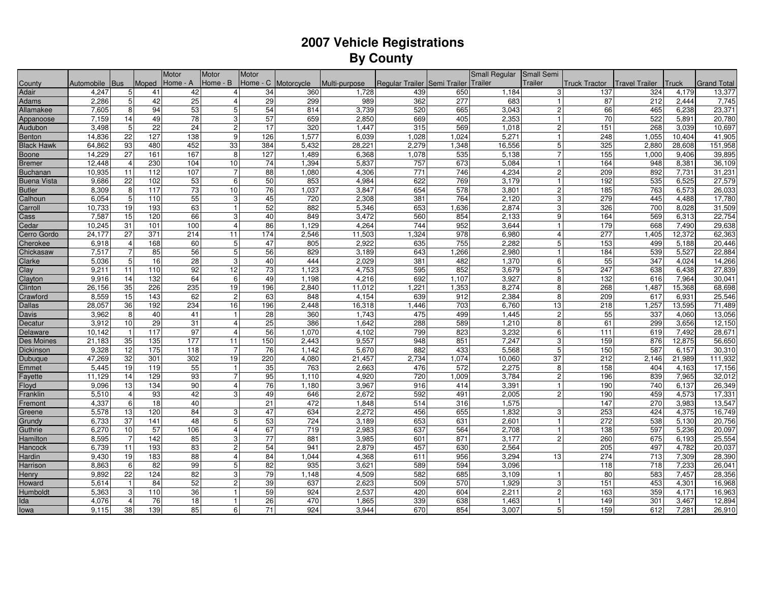# 2007 Vehicle Registrations
# By County

| County | Automobile | Bus | Moped | Motor Home - A | Motor Home - B | Motor Home - C | Motorcycle | Multi-purpose | Regular Trailer | Semi Trailer | Small Regular Trailer | Small Semi Trailer | Truck Tractor | Travel Trailer | Truck | Grand Total |
|---|---|---|---|---|---|---|---|---|---|---|---|---|---|---|---|---|
| Adair | 4,247 | 5 | 41 | 42 | 4 | 34 | 360 | 1,728 | 439 | 650 | 1,184 | 3 | 137 | 324 | 4,179 | 13,377 |
| Adams | 2,286 | 5 | 42 | 25 | 4 | 29 | 299 | 989 | 362 | 277 | 683 | 1 | 87 | 212 | 2,444 | 7,745 |
| Allamakee | 7,605 | 8 | 94 | 53 | 5 | 54 | 814 | 3,739 | 520 | 665 | 3,043 | 2 | 66 | 465 | 6,238 | 23,371 |
| Appanoose | 7,159 | 14 | 49 | 78 | 3 | 57 | 659 | 2,850 | 669 | 405 | 2,353 | 1 | 70 | 522 | 5,891 | 20,780 |
| Audubon | 3,498 | 5 | 22 | 24 | 2 | 17 | 320 | 1,447 | 315 | 569 | 1,018 | 2 | 151 | 268 | 3,039 | 10,697 |
| Benton | 14,836 | 22 | 127 | 138 | 9 | 126 | 1,577 | 6,039 | 1,028 | 1,024 | 5,271 | 1 | 248 | 1,055 | 10,404 | 41,905 |
| Black Hawk | 64,862 | 93 | 480 | 452 | 33 | 384 | 5,432 | 28,221 | 2,279 | 1,348 | 16,556 | 5 | 325 | 2,880 | 28,608 | 151,958 |
| Boone | 14,229 | 27 | 161 | 167 | 8 | 127 | 1,489 | 6,368 | 1,078 | 535 | 5,138 | 7 | 155 | 1,000 | 9,406 | 39,895 |
| Bremer | 12,448 | 4 | 230 | 104 | 10 | 74 | 1,394 | 5,837 | 757 | 673 | 5,084 | 1 | 164 | 948 | 8,381 | 36,109 |
| Buchanan | 10,935 | 11 | 112 | 107 | 7 | 88 | 1,080 | 4,306 | 771 | 746 | 4,234 | 2 | 209 | 892 | 7,731 | 31,231 |
| Buena Vista | 9,686 | 22 | 102 | 53 | 6 | 50 | 853 | 4,984 | 622 | 769 | 3,179 | 1 | 192 | 535 | 6,525 | 27,579 |
| Butler | 8,309 | 8 | 117 | 73 | 10 | 76 | 1,037 | 3,847 | 654 | 578 | 3,801 | 2 | 185 | 763 | 6,573 | 26,033 |
| Calhoun | 6,054 | 5 | 110 | 55 | 3 | 45 | 720 | 2,308 | 381 | 764 | 2,120 | 3 | 279 | 445 | 4,488 | 17,780 |
| Carroll | 10,733 | 19 | 193 | 63 | 1 | 52 | 882 | 5,346 | 653 | 1,636 | 2,874 | 3 | 326 | 700 | 8,028 | 31,509 |
| Cass | 7,587 | 15 | 120 | 66 | 3 | 40 | 849 | 3,472 | 560 | 854 | 2,133 | 9 | 164 | 569 | 6,313 | 22,754 |
| Cedar | 10,245 | 31 | 101 | 100 | 4 | 86 | 1,129 | 4,264 | 744 | 952 | 3,644 | 1 | 179 | 668 | 7,490 | 29,638 |
| Cerro Gordo | 24,177 | 27 | 371 | 214 | 11 | 174 | 2,546 | 11,503 | 1,324 | 978 | 6,980 | 4 | 277 | 1,405 | 12,372 | 62,363 |
| Cherokee | 6,918 | 4 | 168 | 60 | 5 | 47 | 805 | 2,922 | 635 | 755 | 2,282 | 5 | 153 | 499 | 5,188 | 20,446 |
| Chickasaw | 7,517 | 7 | 85 | 56 | 5 | 56 | 829 | 3,189 | 643 | 1,266 | 2,980 | 1 | 184 | 539 | 5,527 | 22,884 |
| Clarke | 5,036 | 5 | 16 | 28 | 3 | 40 | 444 | 2,029 | 381 | 482 | 1,370 | 6 | 55 | 347 | 4,024 | 14,266 |
| Clay | 9,211 | 11 | 110 | 92 | 12 | 73 | 1,123 | 4,753 | 595 | 852 | 3,679 | 5 | 247 | 638 | 6,438 | 27,839 |
| Clayton | 9,916 | 14 | 132 | 64 | 6 | 49 | 1,198 | 4,216 | 692 | 1,107 | 3,927 | 8 | 132 | 616 | 7,964 | 30,041 |
| Clinton | 26,156 | 35 | 226 | 235 | 19 | 196 | 2,840 | 11,012 | 1,221 | 1,353 | 8,274 | 8 | 268 | 1,487 | 15,368 | 68,698 |
| Crawford | 8,559 | 15 | 143 | 62 | 2 | 63 | 848 | 4,154 | 639 | 912 | 2,384 | 8 | 209 | 617 | 6,931 | 25,546 |
| Dallas | 28,057 | 36 | 192 | 234 | 16 | 196 | 2,448 | 16,318 | 1,446 | 703 | 6,760 | 13 | 218 | 1,257 | 13,595 | 71,489 |
| Davis | 3,962 | 8 | 40 | 41 | 1 | 28 | 360 | 1,743 | 475 | 499 | 1,445 | 2 | 55 | 337 | 4,060 | 13,056 |
| Decatur | 3,912 | 10 | 29 | 31 | 4 | 25 | 386 | 1,642 | 288 | 589 | 1,210 | 8 | 61 | 299 | 3,656 | 12,150 |
| Delaware | 10,142 | 1 | 117 | 97 | 4 | 56 | 1,070 | 4,102 | 799 | 823 | 3,232 | 6 | 111 | 619 | 7,492 | 28,671 |
| Des Moines | 21,183 | 35 | 135 | 177 | 11 | 150 | 2,443 | 9,557 | 948 | 851 | 7,247 | 3 | 159 | 876 | 12,875 | 56,650 |
| Dickinson | 9,328 | 12 | 175 | 118 | 7 | 76 | 1,142 | 5,670 | 882 | 433 | 5,568 | 5 | 150 | 587 | 6,157 | 30,310 |
| Dubuque | 47,269 | 32 | 301 | 302 | 19 | 220 | 4,080 | 21,457 | 2,734 | 1,074 | 10,060 | 37 | 212 | 2,146 | 21,989 | 111,932 |
| Emmet | 5,445 | 19 | 119 | 55 | 1 | 35 | 763 | 2,663 | 476 | 572 | 2,275 | 8 | 158 | 404 | 4,163 | 17,156 |
| Fayette | 11,129 | 14 | 129 | 93 | 7 | 95 | 1,110 | 4,920 | 720 | 1,009 | 3,784 | 2 | 196 | 839 | 7,965 | 32,012 |
| Floyd | 9,096 | 13 | 134 | 90 | 4 | 76 | 1,180 | 3,967 | 916 | 414 | 3,391 | 1 | 190 | 740 | 6,137 | 26,349 |
| Franklin | 5,510 | 4 | 93 | 42 | 3 | 49 | 646 | 2,672 | 592 | 491 | 2,005 | 2 | 190 | 459 | 4,573 | 17,331 |
| Fremont | 4,337 | 6 | 18 | 40 | | 21 | 472 | 1,848 | 514 | 316 | 1,575 | | 147 | 270 | 3,983 | 13,547 |
| Greene | 5,578 | 13 | 120 | 84 | 3 | 47 | 634 | 2,272 | 456 | 655 | 1,832 | 3 | 253 | 424 | 4,375 | 16,749 |
| Grundy | 6,733 | 37 | 141 | 48 | 5 | 53 | 724 | 3,189 | 653 | 631 | 2,601 | 1 | 272 | 538 | 5,130 | 20,756 |
| Guthrie | 6,270 | 10 | 57 | 106 | 4 | 67 | 719 | 2,983 | 637 | 564 | 2,708 | 1 | 138 | 597 | 5,236 | 20,097 |
| Hamilton | 8,595 | 7 | 142 | 85 | 3 | 77 | 881 | 3,985 | 601 | 871 | 3,177 | 2 | 260 | 675 | 6,193 | 25,554 |
| Hancock | 6,739 | 11 | 193 | 83 | 2 | 54 | 941 | 2,879 | 457 | 630 | 2,564 | | 205 | 497 | 4,782 | 20,037 |
| Hardin | 9,430 | 19 | 183 | 88 | 4 | 84 | 1,044 | 4,368 | 611 | 956 | 3,294 | 13 | 274 | 713 | 7,309 | 28,390 |
| Harrison | 8,863 | 6 | 82 | 99 | 5 | 82 | 935 | 3,621 | 589 | 594 | 3,096 | | 118 | 718 | 7,233 | 26,041 |
| Henry | 9,892 | 22 | 124 | 82 | 3 | 79 | 1,148 | 4,509 | 582 | 685 | 3,109 | 1 | 80 | 583 | 7,457 | 28,356 |
| Howard | 5,614 | 1 | 84 | 52 | 2 | 39 | 637 | 2,623 | 509 | 570 | 1,929 | 3 | 151 | 453 | 4,301 | 16,968 |
| Humboldt | 5,363 | 3 | 110 | 36 | 1 | 59 | 924 | 2,537 | 420 | 604 | 2,211 | 2 | 163 | 359 | 4,171 | 16,963 |
| Ida | 4,076 | 4 | 76 | 18 | 1 | 26 | 470 | 1,865 | 339 | 638 | 1,463 | 1 | 149 | 301 | 3,467 | 12,894 |
| Iowa | 9,115 | 38 | 139 | 85 | 6 | 71 | 924 | 3,944 | 670 | 854 | 3,007 | 5 | 159 | 612 | 7,281 | 26,910 |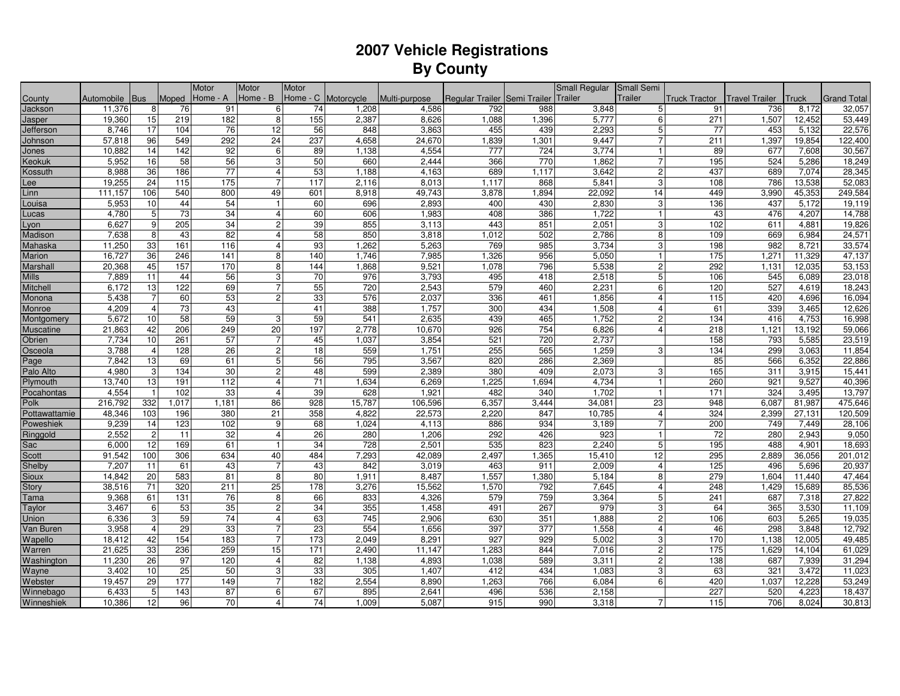# 2007 Vehicle Registrations
## By County

| County | Automobile | Bus | Moped | Motor Home - A | Motor Home - B | Motor Home - C | Motorcycle | Multi-purpose | Regular Trailer | Semi Trailer | Small Regular Trailer | Small Semi Trailer | Truck Tractor | Travel Trailer | Truck | Grand Total |
|---|---|---|---|---|---|---|---|---|---|---|---|---|---|---|---|---|
| Jackson | 11,376 | 8 | 76 | 91 | 6 | 74 | 1,208 | 4,586 | 792 | 988 | 3,848 | 5 | 91 | 736 | 8,172 | 32,057 |
| Jasper | 19,360 | 15 | 219 | 182 | 8 | 155 | 2,387 | 8,626 | 1,088 | 1,396 | 5,777 | 6 | 271 | 1,507 | 12,452 | 53,449 |
| Jefferson | 8,746 | 17 | 104 | 76 | 12 | 56 | 848 | 3,863 | 455 | 439 | 2,293 | 5 | 77 | 453 | 5,132 | 22,576 |
| Johnson | 57,818 | 96 | 549 | 292 | 24 | 237 | 4,658 | 24,670 | 1,839 | 1,301 | 9,447 | 7 | 211 | 1,397 | 19,854 | 122,400 |
| Jones | 10,882 | 14 | 142 | 92 | 6 | 89 | 1,138 | 4,554 | 777 | 724 | 3,774 | 1 | 89 | 677 | 7,608 | 30,567 |
| Keokuk | 5,952 | 16 | 58 | 56 | 3 | 50 | 660 | 2,444 | 366 | 770 | 1,862 | 7 | 195 | 524 | 5,286 | 18,249 |
| Kossuth | 8,988 | 36 | 186 | 77 | 4 | 53 | 1,188 | 4,163 | 689 | 1,117 | 3,642 | 2 | 437 | 689 | 7,074 | 28,345 |
| Lee | 19,255 | 24 | 115 | 175 | 7 | 117 | 2,116 | 8,013 | 1,117 | 868 | 5,841 | 3 | 108 | 786 | 13,538 | 52,083 |
| Linn | 111,157 | 106 | 540 | 800 | 49 | 601 | 8,918 | 49,743 | 3,878 | 1,894 | 22,092 | 14 | 449 | 3,990 | 45,353 | 249,584 |
| Louisa | 5,953 | 10 | 44 | 54 | 1 | 60 | 696 | 2,893 | 400 | 430 | 2,830 | 3 | 136 | 437 | 5,172 | 19,119 |
| Lucas | 4,780 | 5 | 73 | 34 | 4 | 60 | 606 | 1,983 | 408 | 386 | 1,722 | 1 | 43 | 476 | 4,207 | 14,788 |
| Lyon | 6,627 | 9 | 205 | 34 | 2 | 39 | 855 | 3,113 | 443 | 851 | 2,051 | 3 | 102 | 611 | 4,881 | 19,826 |
| Madison | 7,638 | 8 | 43 | 82 | 4 | 58 | 850 | 3,818 | 1,012 | 502 | 2,786 | 8 | 109 | 669 | 6,984 | 24,571 |
| Mahaska | 11,250 | 33 | 161 | 116 | 4 | 93 | 1,262 | 5,263 | 769 | 985 | 3,734 | 3 | 198 | 982 | 8,721 | 33,574 |
| Marion | 16,727 | 36 | 246 | 141 | 8 | 140 | 1,746 | 7,985 | 1,326 | 956 | 5,050 | 1 | 175 | 1,271 | 11,329 | 47,137 |
| Marshall | 20,368 | 45 | 157 | 170 | 8 | 144 | 1,868 | 9,521 | 1,078 | 796 | 5,538 | 2 | 292 | 1,131 | 12,035 | 53,153 |
| Mills | 7,889 | 11 | 44 | 56 | 3 | 70 | 976 | 3,793 | 495 | 418 | 2,518 | 5 | 106 | 545 | 6,089 | 23,018 |
| Mitchell | 6,172 | 13 | 122 | 69 | 7 | 55 | 720 | 2,543 | 579 | 460 | 2,231 | 6 | 120 | 527 | 4,619 | 18,243 |
| Monona | 5,438 | 7 | 60 | 53 | 2 | 33 | 576 | 2,037 | 336 | 461 | 1,856 | 4 | 115 | 420 | 4,696 | 16,094 |
| Monroe | 4,209 | 4 | 73 | 43 | | 41 | 388 | 1,757 | 300 | 434 | 1,508 | 4 | 61 | 339 | 3,465 | 12,626 |
| Montgomery | 5,672 | 10 | 58 | 59 | 3 | 59 | 541 | 2,635 | 439 | 465 | 1,752 | 2 | 134 | 416 | 4,753 | 16,998 |
| Muscatine | 21,863 | 42 | 206 | 249 | 20 | 197 | 2,778 | 10,670 | 926 | 754 | 6,826 | 4 | 218 | 1,121 | 13,192 | 59,066 |
| Obrien | 7,734 | 10 | 261 | 57 | 7 | 45 | 1,037 | 3,854 | 521 | 720 | 2,737 | | 158 | 793 | 5,585 | 23,519 |
| Osceola | 3,788 | 4 | 128 | 26 | 2 | 18 | 559 | 1,751 | 255 | 565 | 1,259 | 3 | 134 | 299 | 3,063 | 11,854 |
| Page | 7,842 | 13 | 69 | 61 | 5 | 56 | 795 | 3,567 | 820 | 286 | 2,369 | | 85 | 566 | 6,352 | 22,886 |
| Palo Alto | 4,980 | 3 | 134 | 30 | 2 | 48 | 599 | 2,389 | 380 | 409 | 2,073 | 3 | 165 | 311 | 3,915 | 15,441 |
| Plymouth | 13,740 | 13 | 191 | 112 | 4 | 71 | 1,634 | 6,269 | 1,225 | 1,694 | 4,734 | 1 | 260 | 921 | 9,527 | 40,396 |
| Pocahontas | 4,554 | 1 | 102 | 33 | 4 | 39 | 628 | 1,921 | 482 | 340 | 1,702 | 1 | 171 | 324 | 3,495 | 13,797 |
| Polk | 216,792 | 332 | 1,017 | 1,181 | 86 | 928 | 15,787 | 106,596 | 6,357 | 3,444 | 34,081 | 23 | 948 | 6,087 | 81,987 | 475,646 |
| Pottawattamie | 48,346 | 103 | 196 | 380 | 21 | 358 | 4,822 | 22,573 | 2,220 | 847 | 10,785 | 4 | 324 | 2,399 | 27,131 | 120,509 |
| Poweshiek | 9,239 | 14 | 123 | 102 | 9 | 68 | 1,024 | 4,113 | 886 | 934 | 3,189 | 7 | 200 | 749 | 7,449 | 28,106 |
| Ringgold | 2,552 | 2 | 11 | 32 | 4 | 26 | 280 | 1,206 | 292 | 426 | 923 | 1 | 72 | 280 | 2,943 | 9,050 |
| Sac | 6,000 | 12 | 169 | 61 | 1 | 34 | 728 | 2,501 | 535 | 823 | 2,240 | 5 | 195 | 488 | 4,901 | 18,693 |
| Scott | 91,542 | 100 | 306 | 634 | 40 | 484 | 7,293 | 42,089 | 2,497 | 1,365 | 15,410 | 12 | 295 | 2,889 | 36,056 | 201,012 |
| Shelby | 7,207 | 11 | 61 | 43 | 7 | 43 | 842 | 3,019 | 463 | 911 | 2,009 | 4 | 125 | 496 | 5,696 | 20,937 |
| Sioux | 14,842 | 20 | 583 | 81 | 8 | 80 | 1,911 | 8,487 | 1,557 | 1,380 | 5,184 | 8 | 279 | 1,604 | 11,440 | 47,464 |
| Story | 38,516 | 71 | 320 | 211 | 25 | 178 | 3,276 | 15,562 | 1,570 | 792 | 7,645 | 4 | 248 | 1,429 | 15,689 | 85,536 |
| Tama | 9,368 | 61 | 131 | 76 | 8 | 66 | 833 | 4,326 | 579 | 759 | 3,364 | 5 | 241 | 687 | 7,318 | 27,822 |
| Taylor | 3,467 | 6 | 53 | 35 | 2 | 34 | 355 | 1,458 | 491 | 267 | 979 | 3 | 64 | 365 | 3,530 | 11,109 |
| Union | 6,336 | 3 | 59 | 74 | 4 | 63 | 745 | 2,906 | 630 | 351 | 1,888 | 2 | 106 | 603 | 5,265 | 19,035 |
| Van Buren | 3,958 | 4 | 29 | 33 | 7 | 23 | 554 | 1,656 | 397 | 377 | 1,558 | 4 | 46 | 298 | 3,848 | 12,792 |
| Wapello | 18,412 | 42 | 154 | 183 | 7 | 173 | 2,049 | 8,291 | 927 | 929 | 5,002 | 3 | 170 | 1,138 | 12,005 | 49,485 |
| Warren | 21,625 | 33 | 236 | 259 | 15 | 171 | 2,490 | 11,147 | 1,283 | 844 | 7,016 | 2 | 175 | 1,629 | 14,104 | 61,029 |
| Washington | 11,230 | 26 | 97 | 120 | 4 | 82 | 1,138 | 4,893 | 1,038 | 589 | 3,311 | 2 | 138 | 687 | 7,939 | 31,294 |
| Wayne | 3,402 | 10 | 25 | 50 | 3 | 33 | 305 | 1,407 | 412 | 434 | 1,083 | 3 | 63 | 321 | 3,472 | 11,023 |
| Webster | 19,457 | 29 | 177 | 149 | 7 | 182 | 2,554 | 8,890 | 1,263 | 766 | 6,084 | 6 | 420 | 1,037 | 12,228 | 53,249 |
| Winnebago | 6,433 | 5 | 143 | 87 | 6 | 67 | 895 | 2,641 | 496 | 536 | 2,158 | | 227 | 520 | 4,223 | 18,437 |
| Winneshiek | 10,386 | 12 | 96 | 70 | 4 | 74 | 1,009 | 5,087 | 915 | 990 | 3,318 | 7 | 115 | 706 | 8,024 | 30,813 |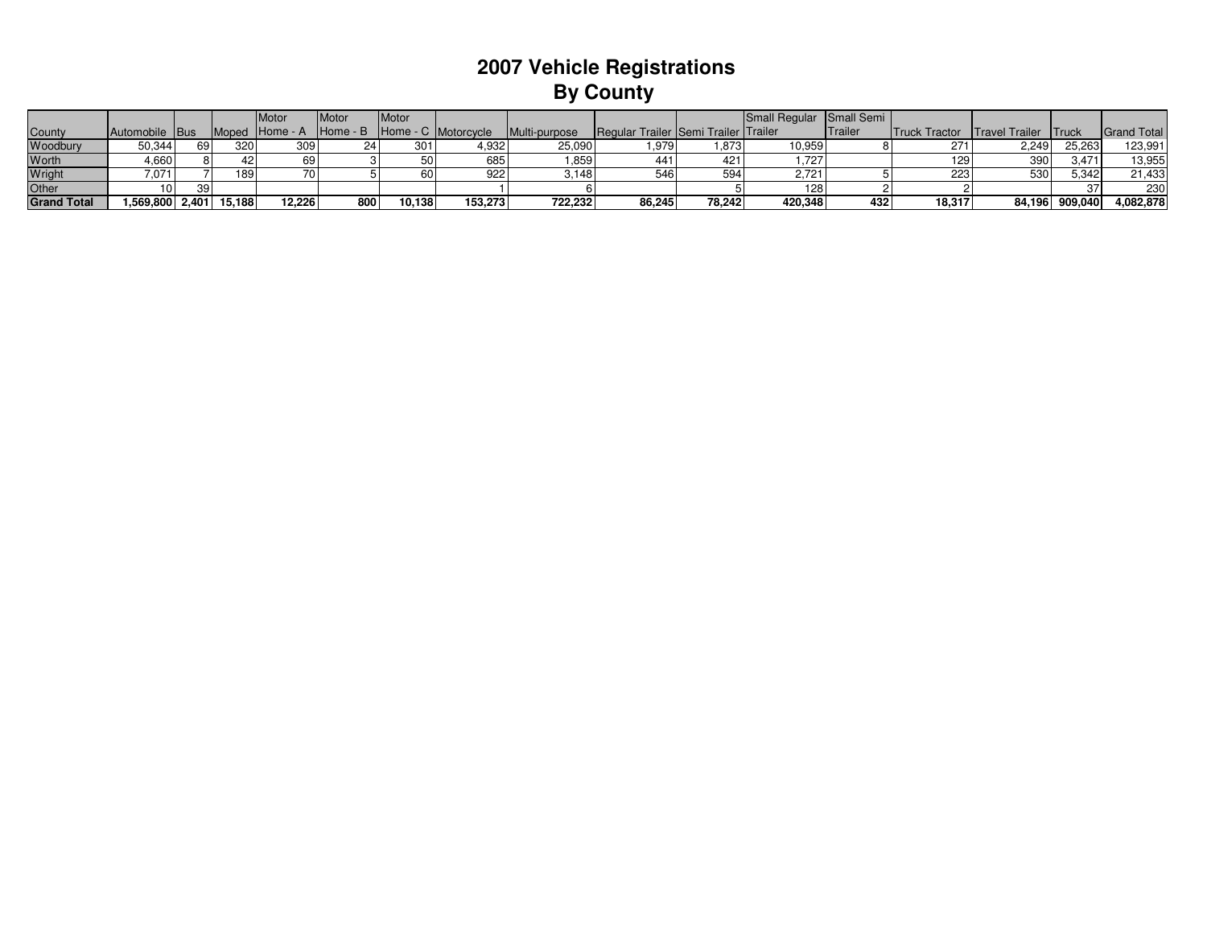# 2007 Vehicle Registrations
# By County

| County | Automobile | Bus | Moped | Motor Home - A | Motor Home - B | Motor Home - C | Motorcycle | Multi-purpose | Regular Trailer | Semi Trailer | Small Regular Trailer | Small Semi Trailer | Truck Tractor | Travel Trailer | Truck | Grand Total |
|---|---|---|---|---|---|---|---|---|---|---|---|---|---|---|---|---|
| Woodbury | 50,344 | 69 | 320 | 309 | 24 | 301 | 4,932 | 25,090 | 1,979 | 1,873 | 10,959 | 8 | 271 | 2,249 | 25,263 | 123,991 |
| Worth | 4,660 | 8 | 42 | 69 | 3 | 50 | 685 | 1,859 | 441 | 421 | 1,727 | | 129 | 390 | 3,471 | 13,955 |
| Wright | 7,071 | 7 | 189 | 70 | 5 | 60 | 922 | 3,148 | 546 | 594 | 2,721 | 5 | 223 | 530 | 5,342 | 21,433 |
| Other | 10 | 39 | | | | | 1 | 6 | | 5 | 128 | 2 | 2 | | 37 | 230 |
| **Grand Total** | **1,569,800** | **2,401** | **15,188** | **12,226** | **800** | **10,138** | **153,273** | **722,232** | **86,245** | **78,242** | **420,348** | **432** | **18,317** | **84,196** | **909,040** | **4,082,878** |